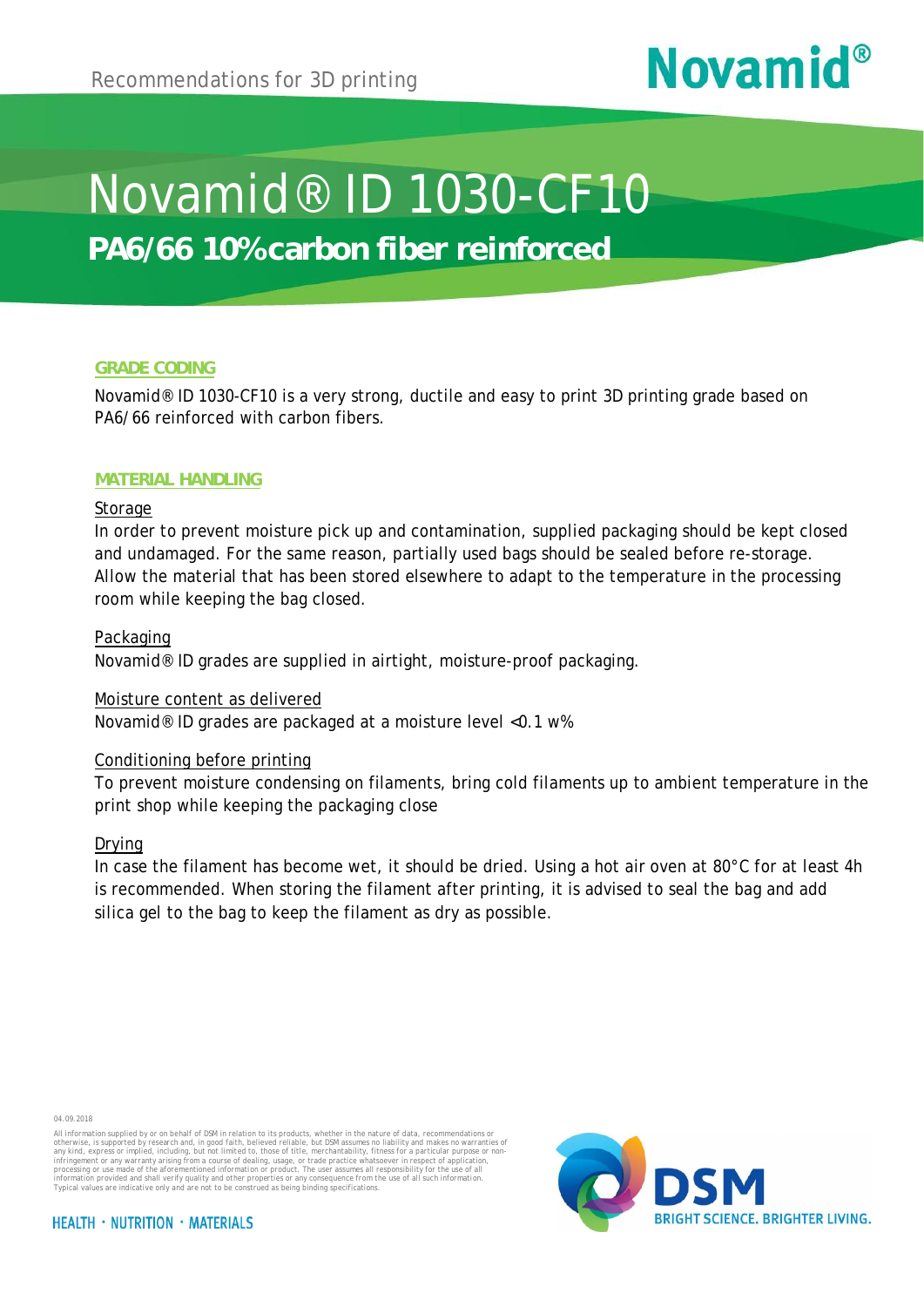Recommendations for 3D printing

Novamid®

# Novamid® ID 1030-CF10

## PA6/66 10% carbon fiber reinforced

### GRADE CODING

Novamid® ID 1030-CF10 is a very strong, ductile and easy to print 3D printing grade based on PA6/66 reinforced with carbon fibers.

### MATERIAL HANDLING

Storage

In order to prevent moisture pick up and contamination, supplied packaging should be kept closed and undamaged. For the same reason, partially used bags should be sealed before re-storage. Allow the material that has been stored elsewhere to adapt to the temperature in the processing room while keeping the bag closed.

Packaging

Novamid® ID grades are supplied in airtight, moisture-proof packaging.

Moisture content as delivered

Novamid® ID grades are packaged at a moisture level <0.1 w%

Conditioning before printing

To prevent moisture condensing on filaments, bring cold filaments up to ambient temperature in the print shop while keeping the packaging close

Drying

In case the filament has become wet, it should be dried. Using a hot air oven at 80°C for at least 4h is recommended. When storing the filament after printing, it is advised to seal the bag and add silica gel to the bag to keep the filament as dry as possible.

04.09.2018

All information supplied by or on behalf of DSM in relation to its products, whether in the nature of data, recommendations or otherwise, is supported by research and, in good faith, believed reliable, but DSM assumes no liability and makes no warranties of any kind, express or implied, including, but not limited to, those of title, merchantability, fitness for a particular purpose or non-infringement or any warranty arising from a course of dealing, usage, or trade practice whatsoever in respect of application, processing or use made of the aforementioned information or product. The user assumes all responsibility for the use of all information provided and shall verify quality and other properties or any consequence from the use of all such information. Typical values are indicative only and are not to be construed as being binding specifications.

HEALTH · NUTRITION · MATERIALS

DSM BRIGHT SCIENCE. BRIGHTER LIVING.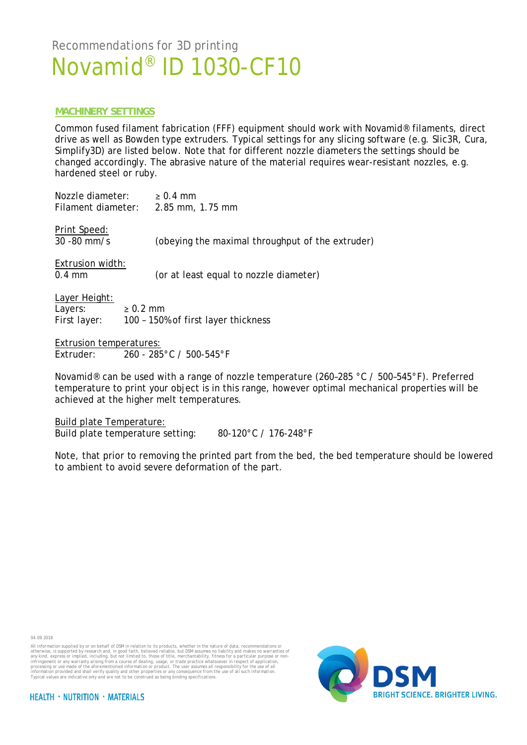Recommendations for 3D printing

# Novamid® ID 1030-CF10

## MACHINERY SETTINGS

Common fused filament fabrication (FFF) equipment should work with Novamid® filaments, direct drive as well as Bowden type extruders. Typical settings for any slicing software (e.g. Slic3R, Cura, Simplify3D) are listed below. Note that for different nozzle diameters the settings should be changed accordingly. The abrasive nature of the material requires wear-resistant nozzles, e.g. hardened steel or ruby.

Nozzle diameter: ≥ 0.4 mm
Filament diameter: 2.85 mm, 1.75 mm

Print Speed:
30 -80 mm/s (obeying the maximal throughput of the extruder)

Extrusion width:
0.4 mm (or at least equal to nozzle diameter)

Layer Height:
Layers: ≥ 0.2 mm
First layer: 100 – 150% of first layer thickness

Extrusion temperatures:
Extruder: 260 - 285°C / 500-545°F

Novamid® can be used with a range of nozzle temperature (260–285 °C / 500–545°F). Preferred temperature to print your object is in this range, however optimal mechanical properties will be achieved at the higher melt temperatures.

Build plate Temperature:
Build plate temperature setting: 80-120°C / 176-248°F

Note, that prior to removing the printed part from the bed, the bed temperature should be lowered to ambient to avoid severe deformation of the part.

04.09.2018

All information supplied by or on behalf of DSM in relation to its products, whether in the nature of data, recommendations or otherwise, is supported by research and, in good faith, believed reliable, but DSM assumes no liability and makes no warranties of any kind, express or implied, including, but not limited to, those of title, merchantability, fitness for a particular purpose or non-infringement or any warranty arising from a course of dealing, usage, or trade practice whatsoever in respect of application, processing or use made of the aforementioned information or product. The user assumes all responsibility for the use of all information provided and shall verify quality and other properties or any consequence from the use of all such information. Typical values are indicative only and are not to be construed as being binding specifications.

HEALTH · NUTRITION · MATERIALS

DSM
BRIGHT SCIENCE. BRIGHTER LIVING.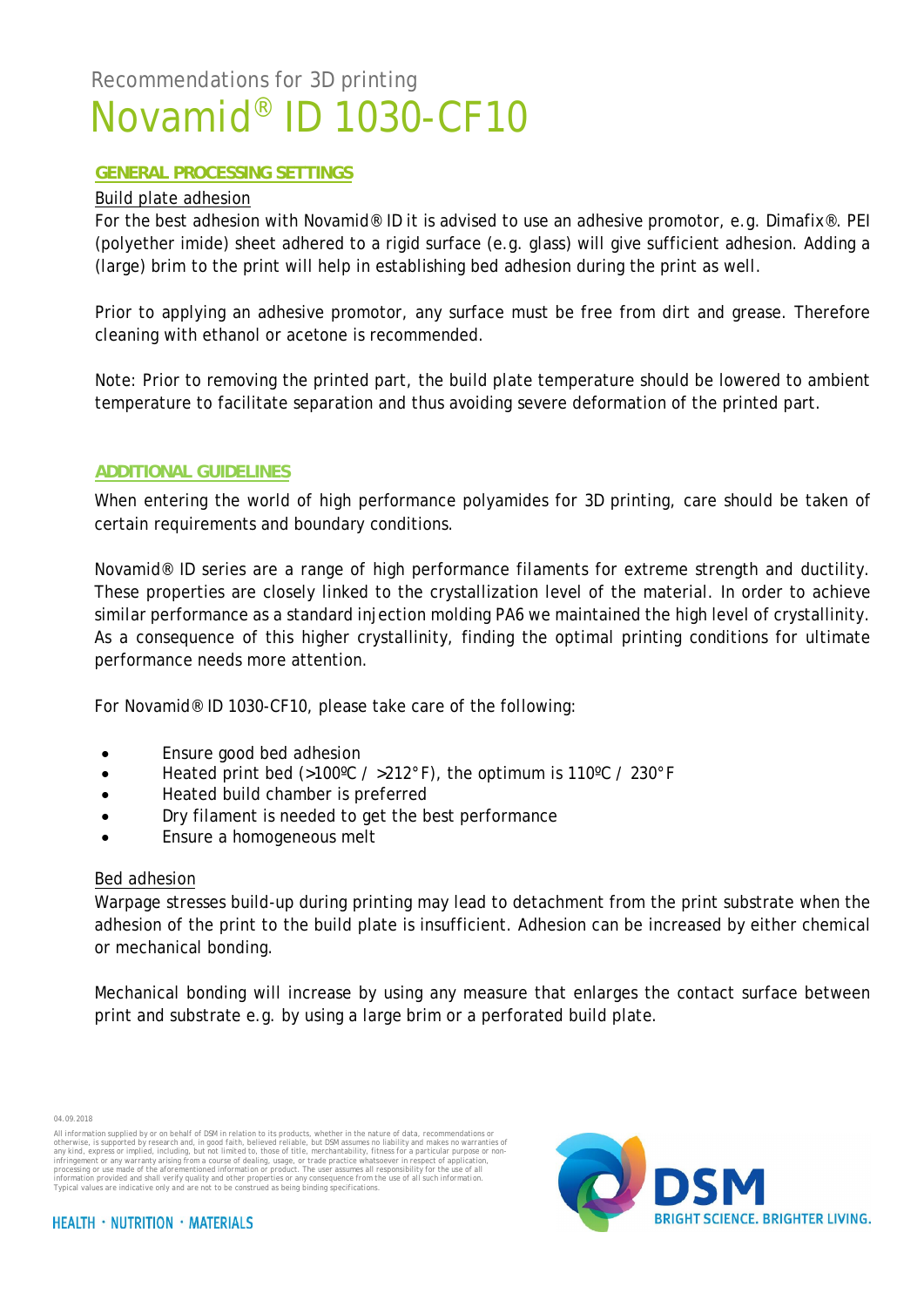Recommendations for 3D printing

# Novamid® ID 1030-CF10

## GENERAL PROCESSING SETTINGS

### Build plate adhesion

For the best adhesion with Novamid® ID it is advised to use an adhesive promotor, e.g. Dimafix®. PEI (polyether imide) sheet adhered to a rigid surface (e.g. glass) will give sufficient adhesion. Adding a (large) brim to the print will help in establishing bed adhesion during the print as well.

Prior to applying an adhesive promotor, any surface must be free from dirt and grease. Therefore cleaning with ethanol or acetone is recommended.

Note: Prior to removing the printed part, the build plate temperature should be lowered to ambient temperature to facilitate separation and thus avoiding severe deformation of the printed part.

## ADDITIONAL GUIDELINES

When entering the world of high performance polyamides for 3D printing, care should be taken of certain requirements and boundary conditions.

Novamid® ID series are a range of high performance filaments for extreme strength and ductility. These properties are closely linked to the crystallization level of the material. In order to achieve similar performance as a standard injection molding PA6 we maintained the high level of crystallinity. As a consequence of this higher crystallinity, finding the optimal printing conditions for ultimate performance needs more attention.

For Novamid® ID 1030-CF10, please take care of the following:

- Ensure good bed adhesion
- Heated print bed (>100ºC / >212°F), the optimum is 110ºC / 230°F
- Heated build chamber is preferred
- Dry filament is needed to get the best performance
- Ensure a homogeneous melt

### Bed adhesion

Warpage stresses build-up during printing may lead to detachment from the print substrate when the adhesion of the print to the build plate is insufficient. Adhesion can be increased by either chemical or mechanical bonding.

Mechanical bonding will increase by using any measure that enlarges the contact surface between print and substrate e.g. by using a large brim or a perforated build plate.

04.09.2018

All information supplied by or on behalf of DSM in relation to its products, whether in the nature of data, recommendations or otherwise, is supported by research and, in good faith, believed reliable, but DSM assumes no liability and makes no warranties of any kind, express or implied, including, but not limited to, those of title, merchantability, fitness for a particular purpose or non-infringement or any warranty arising from a course of dealing, usage, or trade practice whatsoever in respect of application, processing or use made of the aforementioned information or product. The user assumes all responsibility for the use of all information provided and shall verify quality and other properties or any consequence from the use of all such information. Typical values are indicative only and are not to be construed as being binding specifications.

HEALTH · NUTRITION · MATERIALS

DSM BRIGHT SCIENCE. BRIGHTER LIVING.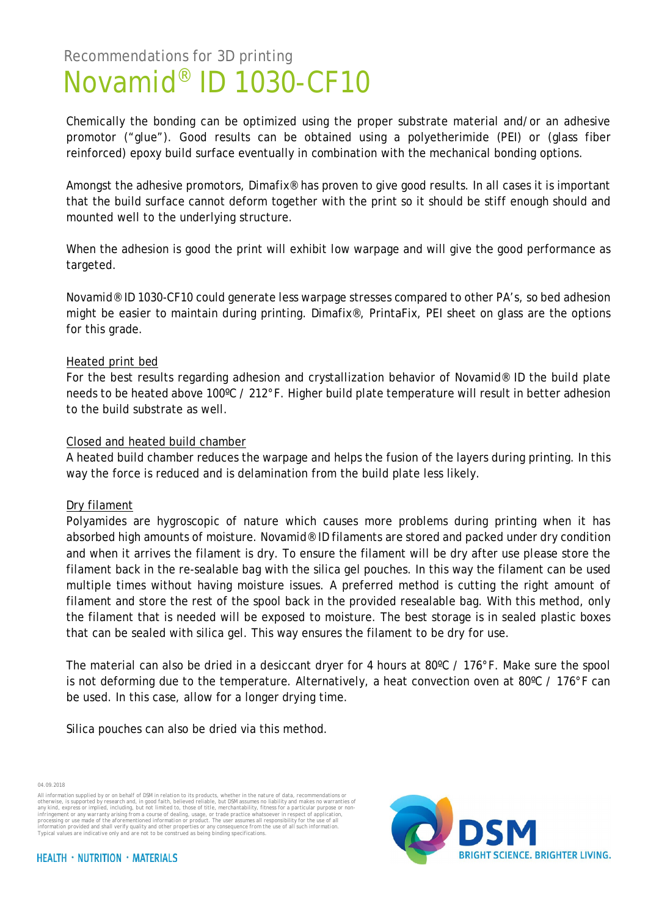Recommendations for 3D printing

# Novamid® ID 1030-CF10

Chemically the bonding can be optimized using the proper substrate material and/or an adhesive promotor ("glue"). Good results can be obtained using a polyetherimide (PEI) or (glass fiber reinforced) epoxy build surface eventually in combination with the mechanical bonding options.

Amongst the adhesive promotors, Dimafix® has proven to give good results. In all cases it is important that the build surface cannot deform together with the print so it should be stiff enough should and mounted well to the underlying structure.

When the adhesion is good the print will exhibit low warpage and will give the good performance as targeted.

Novamid® ID 1030-CF10 could generate less warpage stresses compared to other PA's, so bed adhesion might be easier to maintain during printing. Dimafix®, PrintaFix, PEI sheet on glass are the options for this grade.

## Heated print bed

For the best results regarding adhesion and crystallization behavior of Novamid® ID the build plate needs to be heated above 100ºC / 212°F. Higher build plate temperature will result in better adhesion to the build substrate as well.

## Closed and heated build chamber

A heated build chamber reduces the warpage and helps the fusion of the layers during printing. In this way the force is reduced and is delamination from the build plate less likely.

## Dry filament

Polyamides are hygroscopic of nature which causes more problems during printing when it has absorbed high amounts of moisture. Novamid® ID filaments are stored and packed under dry condition and when it arrives the filament is dry. To ensure the filament will be dry after use please store the filament back in the re-sealable bag with the silica gel pouches. In this way the filament can be used multiple times without having moisture issues. A preferred method is cutting the right amount of filament and store the rest of the spool back in the provided resealable bag. With this method, only the filament that is needed will be exposed to moisture. The best storage is in sealed plastic boxes that can be sealed with silica gel. This way ensures the filament to be dry for use.

The material can also be dried in a desiccant dryer for 4 hours at 80ºC / 176°F. Make sure the spool is not deforming due to the temperature. Alternatively, a heat convection oven at 80ºC / 176°F can be used. In this case, allow for a longer drying time.

Silica pouches can also be dried via this method.

04.09.2018

All information supplied by or on behalf of DSM in relation to its products, whether in the nature of data, recommendations or otherwise, is supported by research and, in good faith, believed reliable, but DSM assumes no liability and makes no warranties of any kind, express or implied, including, but not limited to, those of title, merchantability, fitness for a particular purpose or non-infringement or any warranty arising from a course of dealing, usage, or trade practice whatsoever in respect of application, processing or use made of the aforementioned information or product. The user assumes all responsibility for the use of all information provided and shall verify quality and other properties or any consequence from the use of all such information. Typical values are indicative only and are not to be construed as being binding specifications.

HEALTH · NUTRITION · MATERIALS

DSM BRIGHT SCIENCE. BRIGHTER LIVING.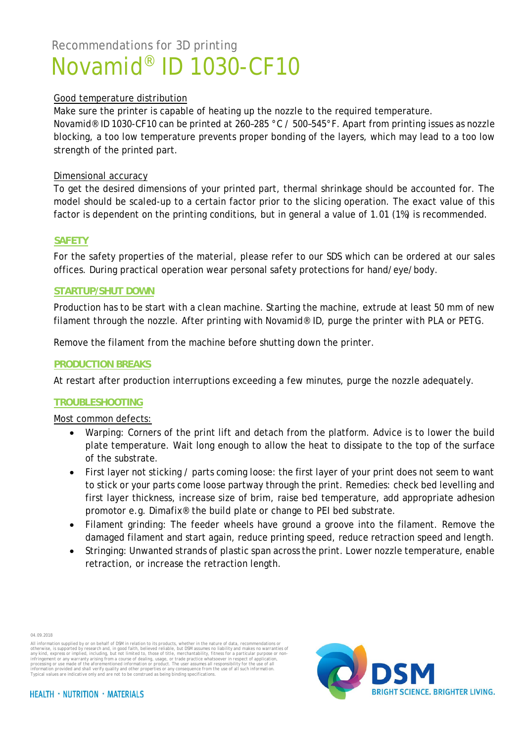Recommendations for 3D printing

# Novamid® ID 1030-CF10

Good temperature distribution

Make sure the printer is capable of heating up the nozzle to the required temperature. Novamid® ID 1030-CF10 can be printed at 260–285 °C / 500–545°F. Apart from printing issues as nozzle blocking, a too low temperature prevents proper bonding of the layers, which may lead to a too low strength of the printed part.

Dimensional accuracy

To get the desired dimensions of your printed part, thermal shrinkage should be accounted for. The model should be scaled-up to a certain factor prior to the slicing operation. The exact value of this factor is dependent on the printing conditions, but in general a value of 1.01 (1%) is recommended.

## SAFETY

For the safety properties of the material, please refer to our SDS which can be ordered at our sales offices. During practical operation wear personal safety protections for hand/eye/body.

## STARTUP/SHUT DOWN

Production has to be start with a clean machine. Starting the machine, extrude at least 50 mm of new filament through the nozzle. After printing with Novamid® ID, purge the printer with PLA or PETG.

Remove the filament from the machine before shutting down the printer.

## PRODUCTION BREAKS

At restart after production interruptions exceeding a few minutes, purge the nozzle adequately.

## TROUBLESHOOTING

Most common defects:

- Warping: Corners of the print lift and detach from the platform. Advice is to lower the build plate temperature. Wait long enough to allow the heat to dissipate to the top of the surface of the substrate.
- First layer not sticking / parts coming loose: the first layer of your print does not seem to want to stick or your parts come loose partway through the print. Remedies: check bed levelling and first layer thickness, increase size of brim, raise bed temperature, add appropriate adhesion promotor e.g. Dimafix® the build plate or change to PEI bed substrate.
- Filament grinding: The feeder wheels have ground a groove into the filament. Remove the damaged filament and start again, reduce printing speed, reduce retraction speed and length.
- Stringing: Unwanted strands of plastic span across the print. Lower nozzle temperature, enable retraction, or increase the retraction length.

04.09.2018

All information supplied by or on behalf of DSM in relation to its products, whether in the nature of data, recommendations or otherwise, is supported by research and, in good faith, believed reliable, but DSM assumes no liability and makes no warranties of any kind, express or implied, including, but not limited to, those of title, merchantability, fitness for a particular purpose or non-infringement or any warranty arising from a course of dealing, usage, or trade practice whatsoever in respect of application, processing or use made of the aforementioned information or product. The user assumes all responsibility for the use of all information provided and shall verify quality and other properties or any consequence from the use of all such information. Typical values are indicative only and are not to be construed as being binding specifications.

HEALTH · NUTRITION · MATERIALS

DSM BRIGHT SCIENCE. BRIGHTER LIVING.